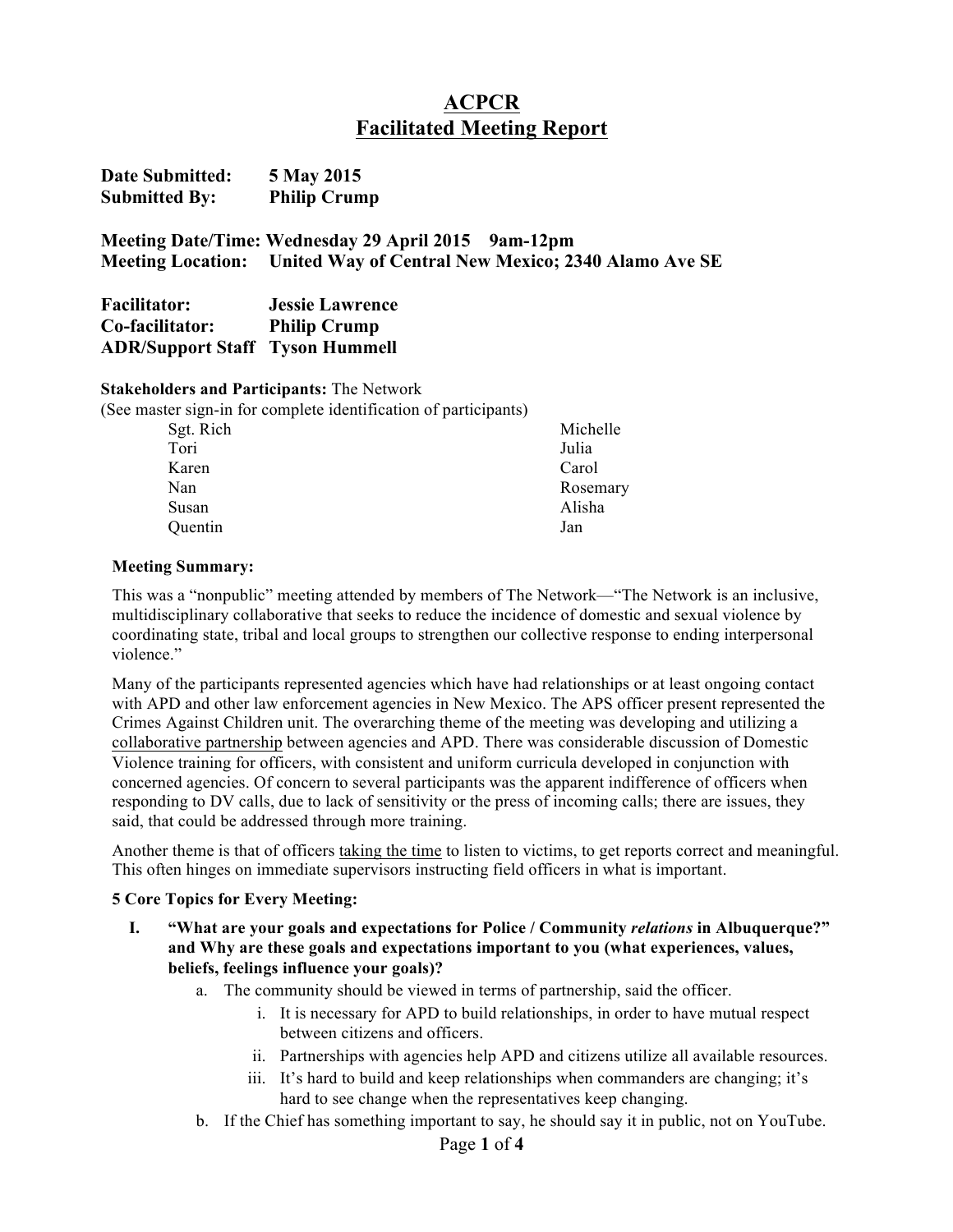# ACPCR
# Facilitated Meeting Report

**Date Submitted:** 5 May 2015
**Submitted By:** Philip Crump

**Meeting Date/Time:** Wednesday 29 April 2015 9am-12pm
**Meeting Location:** United Way of Central New Mexico; 2340 Alamo Ave SE

**Facilitator:** Jessie Lawrence
**Co-facilitator:** Philip Crump
**ADR/Support Staff** Tyson Hummell

**Stakeholders and Participants:** The Network
(See master sign-in for complete identification of participants)

| | |
|---|---|
| Sgt. Rich | Michelle |
| Tori | Julia |
| Karen | Carol |
| Nan | Rosemary |
| Susan | Alisha |
| Quentin | Jan |

**Meeting Summary:**

This was a "nonpublic" meeting attended by members of The Network—"The Network is an inclusive, multidisciplinary collaborative that seeks to reduce the incidence of domestic and sexual violence by coordinating state, tribal and local groups to strengthen our collective response to ending interpersonal violence."

Many of the participants represented agencies which have had relationships or at least ongoing contact with APD and other law enforcement agencies in New Mexico. The APS officer present represented the Crimes Against Children unit. The overarching theme of the meeting was developing and utilizing a <u>collaborative partnership</u> between agencies and APD. There was considerable discussion of Domestic Violence training for officers, with consistent and uniform curricula developed in conjunction with concerned agencies. Of concern to several participants was the apparent indifference of officers when responding to DV calls, due to lack of sensitivity or the press of incoming calls; there are issues, they said, that could be addressed through more training.

Another theme is that of officers <u>taking the time</u> to listen to victims, to get reports correct and meaningful. This often hinges on immediate supervisors instructing field officers in what is important.

**5 Core Topics for Every Meeting:**

I. **"What are your goals and expectations for Police / Community *relations* in Albuquerque?" and Why are these goals and expectations important to you (what experiences, values, beliefs, feelings influence your goals)?**
   a. The community should be viewed in terms of partnership, said the officer.
      i. It is necessary for APD to build relationships, in order to have mutual respect between citizens and officers.
      ii. Partnerships with agencies help APD and citizens utilize all available resources.
      iii. It's hard to build and keep relationships when commanders are changing; it's hard to see change when the representatives keep changing.
   b. If the Chief has something important to say, he should say it in public, not on YouTube.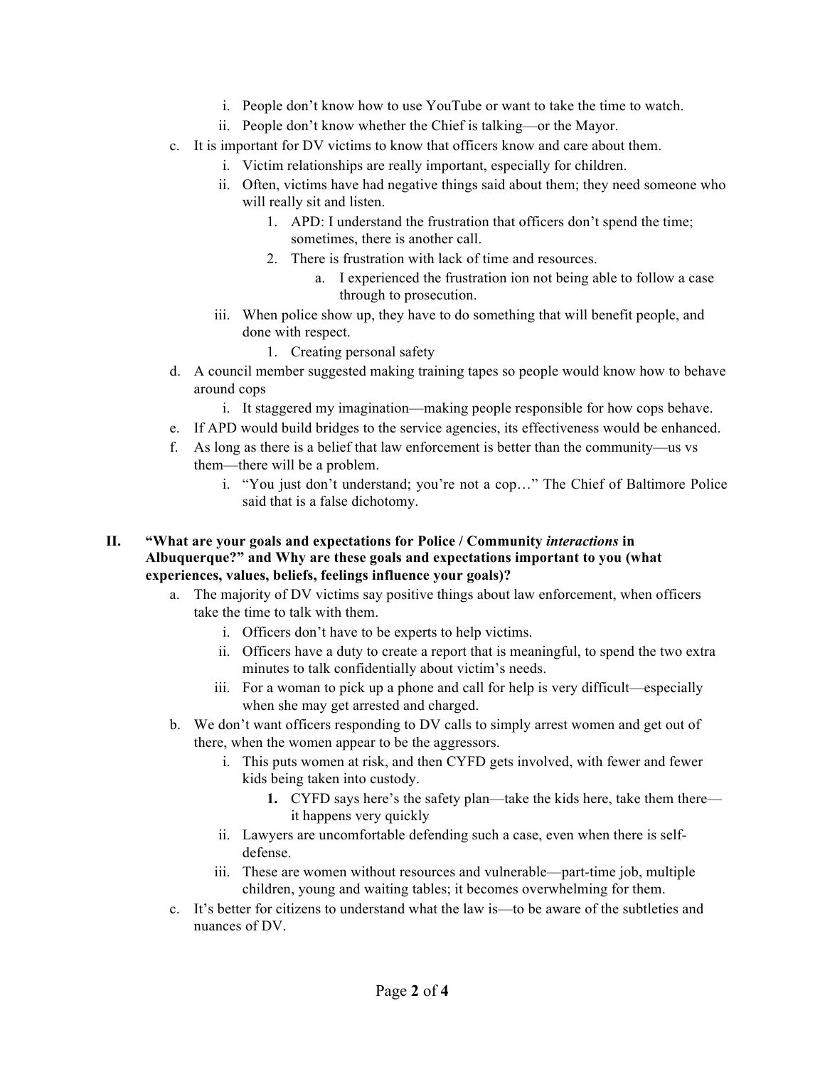- i. People don't know how to use YouTube or want to take the time to watch.
   - ii. People don't know whether the Chief is talking—or the Mayor.
- c. It is important for DV victims to know that officers know and care about them.
   - i. Victim relationships are really important, especially for children.
   - ii. Often, victims have had negative things said about them; they need someone who will really sit and listen.
      1. APD: I understand the frustration that officers don't spend the time; sometimes, there is another call.
      2. There is frustration with lack of time and resources.
         - a. I experienced the frustration ion not being able to follow a case through to prosecution.
   - iii. When police show up, they have to do something that will benefit people, and done with respect.
      1. Creating personal safety
- d. A council member suggested making training tapes so people would know how to behave around cops
   - i. It staggered my imagination—making people responsible for how cops behave.
- e. If APD would build bridges to the service agencies, its effectiveness would be enhanced.
- f. As long as there is a belief that law enforcement is better than the community—us vs them—there will be a problem.
   - i. "You just don't understand; you're not a cop…" The Chief of Baltimore Police said that is a false dichotomy.

## II. "What are your goals and expectations for Police / Community *interactions* in Albuquerque?" and Why are these goals and expectations important to you (what experiences, values, beliefs, feelings influence your goals)?

- a. The majority of DV victims say positive things about law enforcement, when officers take the time to talk with them.
   - i. Officers don't have to be experts to help victims.
   - ii. Officers have a duty to create a report that is meaningful, to spend the two extra minutes to talk confidentially about victim's needs.
   - iii. For a woman to pick up a phone and call for help is very difficult—especially when she may get arrested and charged.
- b. We don't want officers responding to DV calls to simply arrest women and get out of there, when the women appear to be the aggressors.
   - i. This puts women at risk, and then CYFD gets involved, with fewer and fewer kids being taken into custody.
      1. **CYFD says here's the safety plan—take the kids here, take them there—it happens very quickly**
   - ii. Lawyers are uncomfortable defending such a case, even when there is self-defense.
   - iii. These are women without resources and vulnerable—part-time job, multiple children, young and waiting tables; it becomes overwhelming for them.
- c. It's better for citizens to understand what the law is—to be aware of the subtleties and nuances of DV.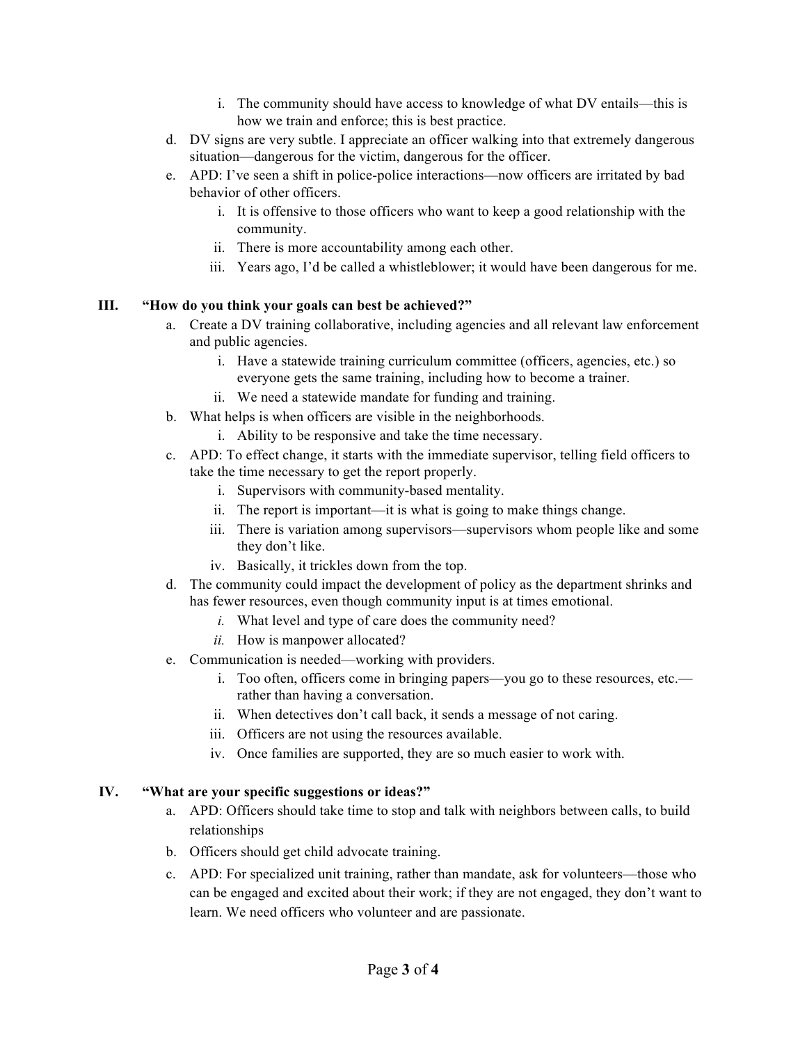i. The community should have access to knowledge of what DV entails—this is how we train and enforce; this is best practice.

   d. DV signs are very subtle. I appreciate an officer walking into that extremely dangerous situation—dangerous for the victim, dangerous for the officer.
   e. APD: I've seen a shift in police-police interactions—now officers are irritated by bad behavior of other officers.
      i. It is offensive to those officers who want to keep a good relationship with the community.
      ii. There is more accountability among each other.
      iii. Years ago, I'd be called a whistleblower; it would have been dangerous for me.

**III. "How do you think your goals can best be achieved?"**

   a. Create a DV training collaborative, including agencies and all relevant law enforcement and public agencies.
      i. Have a statewide training curriculum committee (officers, agencies, etc.) so everyone gets the same training, including how to become a trainer.
      ii. We need a statewide mandate for funding and training.
   b. What helps is when officers are visible in the neighborhoods.
      i. Ability to be responsive and take the time necessary.
   c. APD: To effect change, it starts with the immediate supervisor, telling field officers to take the time necessary to get the report properly.
      i. Supervisors with community-based mentality.
      ii. The report is important—it is what is going to make things change.
      iii. There is variation among supervisors—supervisors whom people like and some they don't like.
      iv. Basically, it trickles down from the top.
   d. The community could impact the development of policy as the department shrinks and has fewer resources, even though community input is at times emotional.
      *i.* What level and type of care does the community need?
      *ii.* How is manpower allocated?
   e. Communication is needed—working with providers.
      i. Too often, officers come in bringing papers—you go to these resources, etc.—rather than having a conversation.
      ii. When detectives don't call back, it sends a message of not caring.
      iii. Officers are not using the resources available.
      iv. Once families are supported, they are so much easier to work with.

**IV. "What are your specific suggestions or ideas?"**

   a. APD: Officers should take time to stop and talk with neighbors between calls, to build relationships
   b. Officers should get child advocate training.
   c. APD: For specialized unit training, rather than mandate, ask for volunteers—those who can be engaged and excited about their work; if they are not engaged, they don't want to learn. We need officers who volunteer and are passionate.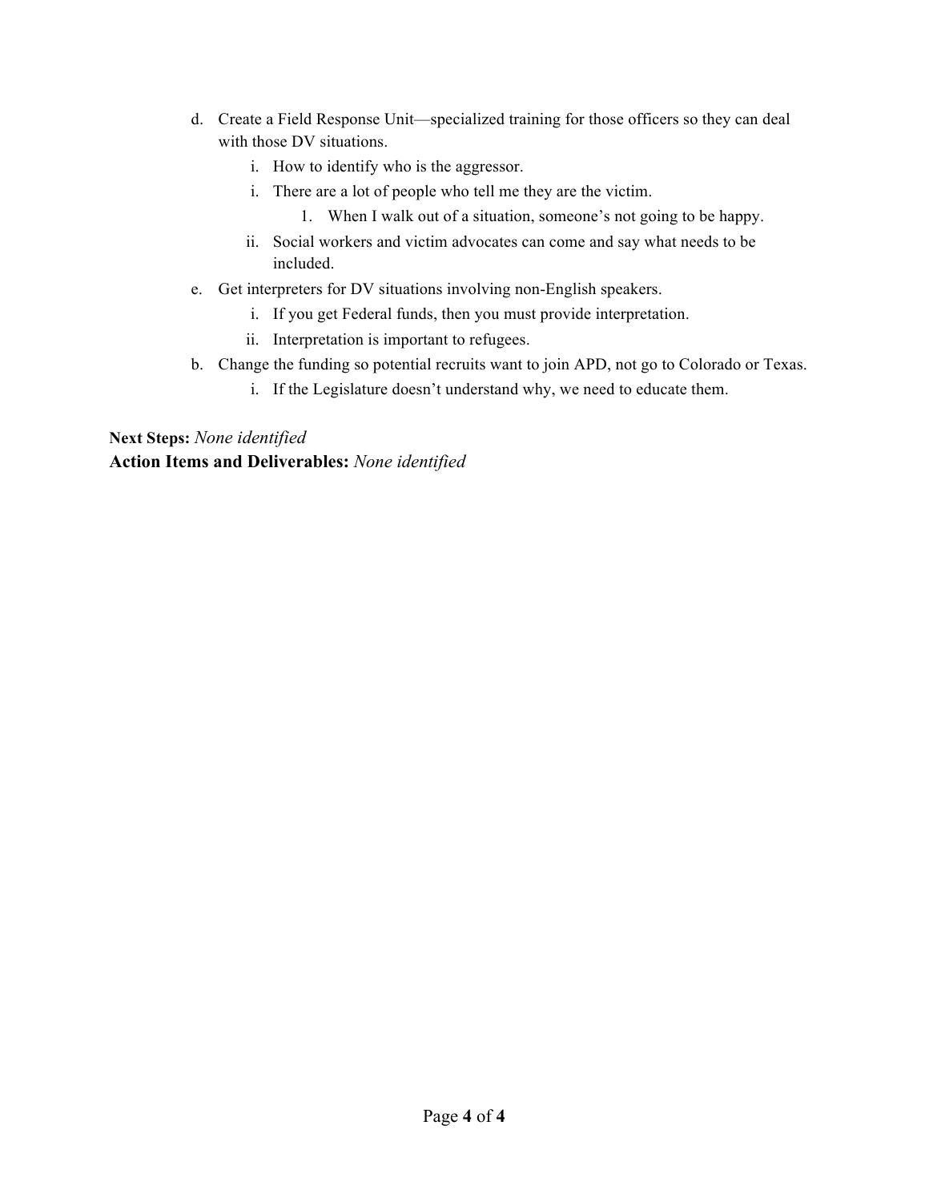d. Create a Field Response Unit—specialized training for those officers so they can deal with those DV situations.
    i. How to identify who is the aggressor.
    i. There are a lot of people who tell me they are the victim.
        1. When I walk out of a situation, someone's not going to be happy.
    ii. Social workers and victim advocates can come and say what needs to be included.

e. Get interpreters for DV situations involving non-English speakers.
    i. If you get Federal funds, then you must provide interpretation.
    ii. Interpretation is important to refugees.

b. Change the funding so potential recruits want to join APD, not go to Colorado or Texas.
    i. If the Legislature doesn't understand why, we need to educate them.

**Next Steps:** *None identified*
**Action Items and Deliverables:** *None identified*